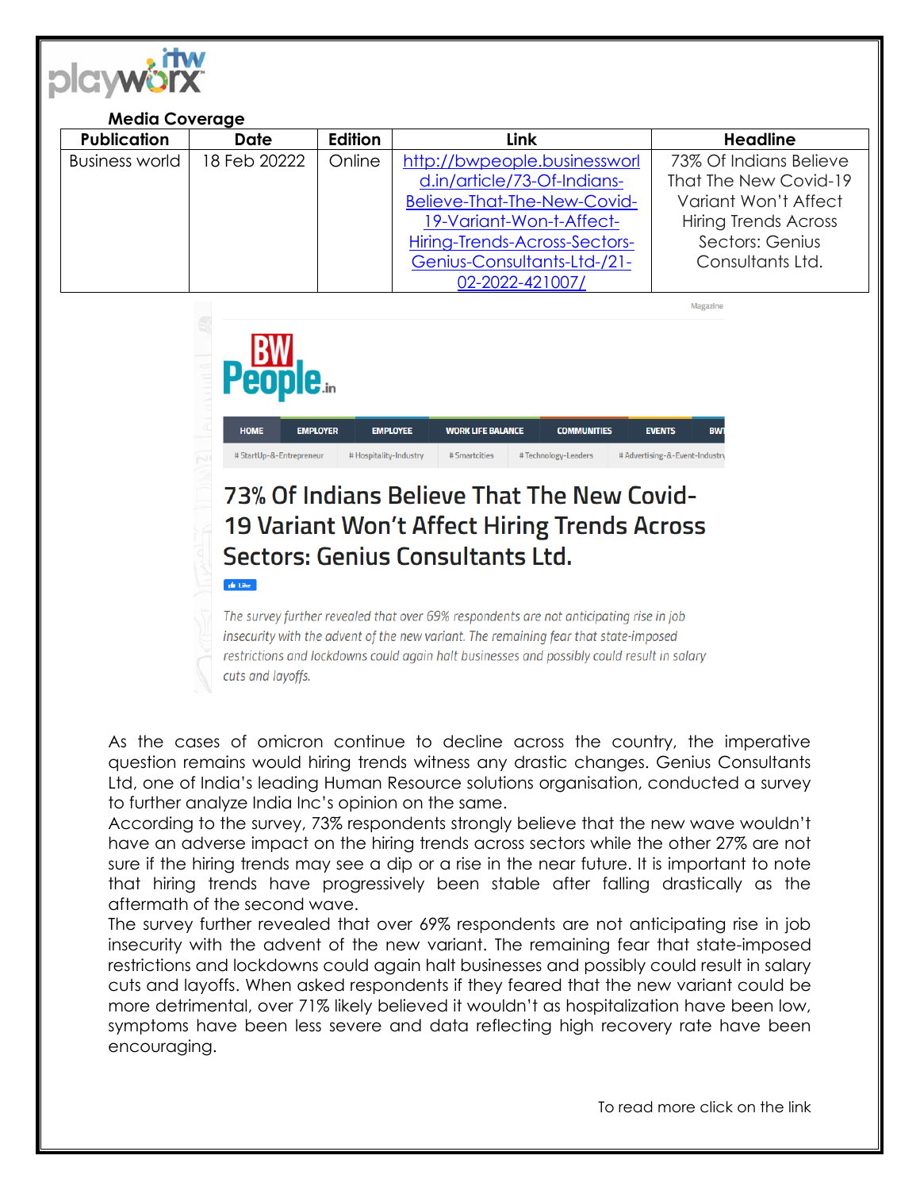**Media Coverage**

| Publication | Date | Edition | Link | Headline |
|---|---|---|---|---|
| Business world | 18 Feb 20222 | Online | http://bwpeople.businessworld.in/article/73-Of-Indians-Believe-That-The-New-Covid-19-Variant-Won-t-Affect-Hiring-Trends-Across-Sectors-Genius-Consultants-Ltd-/21-02-2022-421007/ | 73% Of Indians Believe That The New Covid-19 Variant Won't Affect Hiring Trends Across Sectors: Genius Consultants Ltd. |

Magazine

BW People.in

HOME | EMPLOYER | EMPLOYEE | WORK LIFE BALANCE | COMMUNITIES | EVENTS | BW

# StartUp-&-Entrepreneur # Hospitality-Industry # Smartcities # Technology-Leaders # Advertising-&-Event-Industry

# 73% Of Indians Believe That The New Covid-19 Variant Won't Affect Hiring Trends Across Sectors: Genius Consultants Ltd.

*The survey further revealed that over 69% respondents are not anticipating rise in job insecurity with the advent of the new variant. The remaining fear that state-imposed restrictions and lockdowns could again halt businesses and possibly could result in salary cuts and layoffs.*

As the cases of omicron continue to decline across the country, the imperative question remains would hiring trends witness any drastic changes. Genius Consultants Ltd, one of India's leading Human Resource solutions organisation, conducted a survey to further analyze India Inc's opinion on the same.

According to the survey, 73% respondents strongly believe that the new wave wouldn't have an adverse impact on the hiring trends across sectors while the other 27% are not sure if the hiring trends may see a dip or a rise in the near future. It is important to note that hiring trends have progressively been stable after falling drastically as the aftermath of the second wave.

The survey further revealed that over 69% respondents are not anticipating rise in job insecurity with the advent of the new variant. The remaining fear that state-imposed restrictions and lockdowns could again halt businesses and possibly could result in salary cuts and layoffs. When asked respondents if they feared that the new variant could be more detrimental, over 71% likely believed it wouldn't as hospitalization have been low, symptoms have been less severe and data reflecting high recovery rate have been encouraging.

To read more click on the link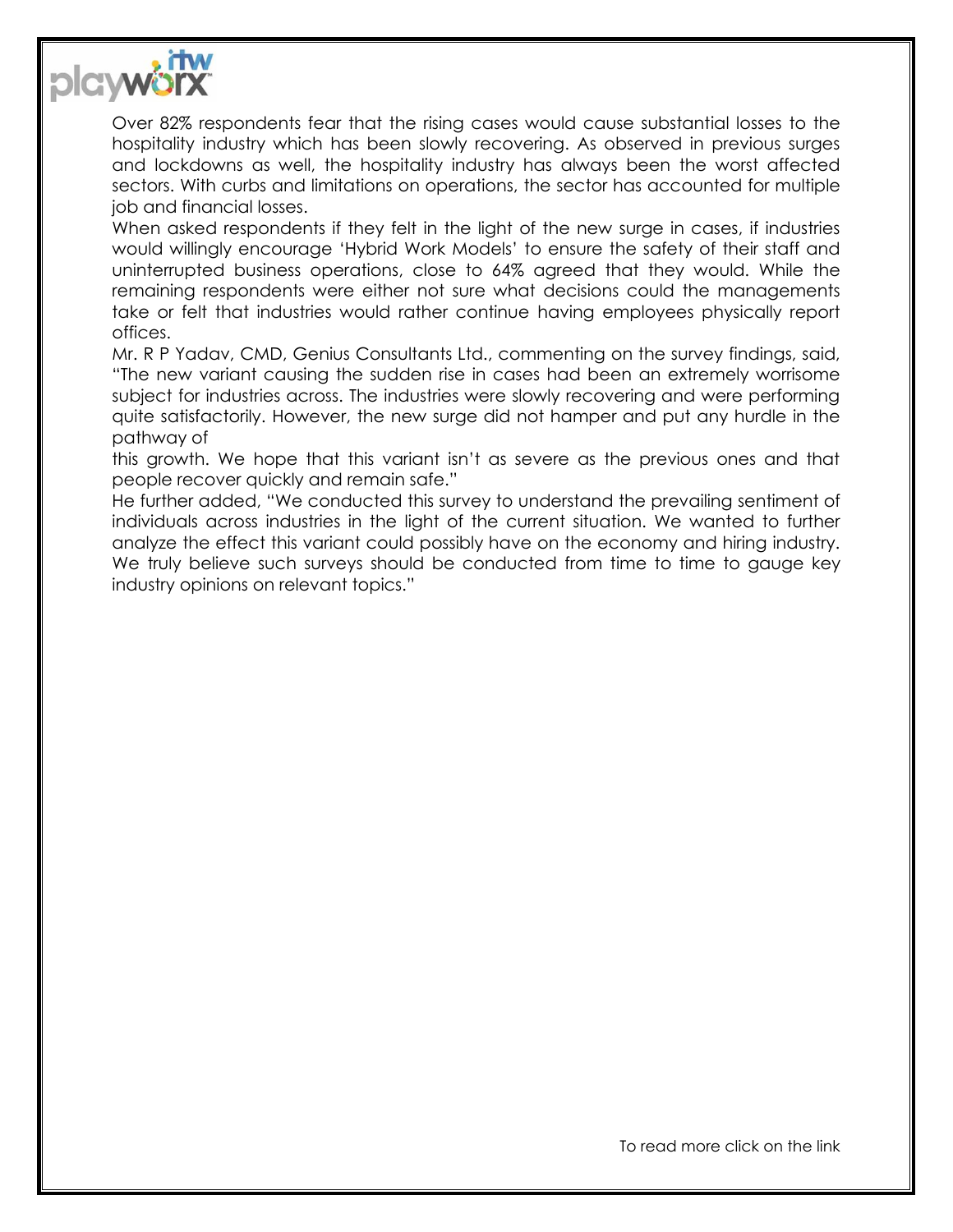Over 82% respondents fear that the rising cases would cause substantial losses to the hospitality industry which has been slowly recovering. As observed in previous surges and lockdowns as well, the hospitality industry has always been the worst affected sectors. With curbs and limitations on operations, the sector has accounted for multiple job and financial losses.

When asked respondents if they felt in the light of the new surge in cases, if industries would willingly encourage 'Hybrid Work Models' to ensure the safety of their staff and uninterrupted business operations, close to 64% agreed that they would. While the remaining respondents were either not sure what decisions could the managements take or felt that industries would rather continue having employees physically report offices.

Mr. R P Yadav, CMD, Genius Consultants Ltd., commenting on the survey findings, said, "The new variant causing the sudden rise in cases had been an extremely worrisome subject for industries across. The industries were slowly recovering and were performing quite satisfactorily. However, the new surge did not hamper and put any hurdle in the pathway of this growth. We hope that this variant isn't as severe as the previous ones and that people recover quickly and remain safe."

He further added, "We conducted this survey to understand the prevailing sentiment of individuals across industries in the light of the current situation. We wanted to further analyze the effect this variant could possibly have on the economy and hiring industry. We truly believe such surveys should be conducted from time to time to gauge key industry opinions on relevant topics."

To read more click on the link